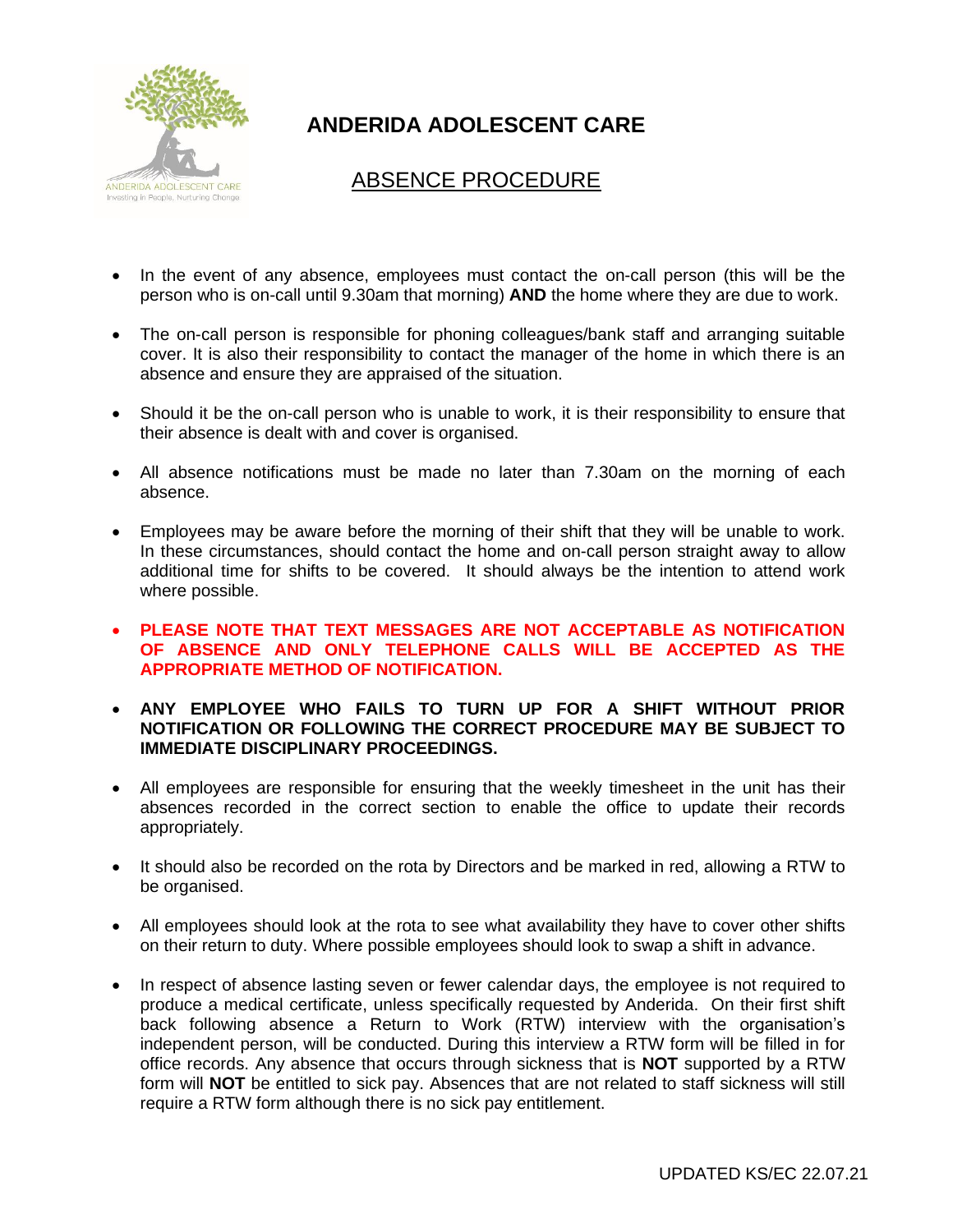# ANDERIDA ADOLESCENT CARE

## ABSENCE PROCEDURE

- In the event of any absence, employees must contact the on-call person (this will be the person who is on-call until 9.30am that morning) **AND** the home where they are due to work.
- The on-call person is responsible for phoning colleagues/bank staff and arranging suitable cover. It is also their responsibility to contact the manager of the home in which there is an absence and ensure they are appraised of the situation.
- Should it be the on-call person who is unable to work, it is their responsibility to ensure that their absence is dealt with and cover is organised.
- All absence notifications must be made no later than 7.30am on the morning of each absence.
- Employees may be aware before the morning of their shift that they will be unable to work. In these circumstances, should contact the home and on-call person straight away to allow additional time for shifts to be covered. It should always be the intention to attend work where possible.
- **PLEASE NOTE THAT TEXT MESSAGES ARE NOT ACCEPTABLE AS NOTIFICATION OF ABSENCE AND ONLY TELEPHONE CALLS WILL BE ACCEPTED AS THE APPROPRIATE METHOD OF NOTIFICATION.**
- **ANY EMPLOYEE WHO FAILS TO TURN UP FOR A SHIFT WITHOUT PRIOR NOTIFICATION OR FOLLOWING THE CORRECT PROCEDURE MAY BE SUBJECT TO IMMEDIATE DISCIPLINARY PROCEEDINGS.**
- All employees are responsible for ensuring that the weekly timesheet in the unit has their absences recorded in the correct section to enable the office to update their records appropriately.
- It should also be recorded on the rota by Directors and be marked in red, allowing a RTW to be organised.
- All employees should look at the rota to see what availability they have to cover other shifts on their return to duty. Where possible employees should look to swap a shift in advance.
- In respect of absence lasting seven or fewer calendar days, the employee is not required to produce a medical certificate, unless specifically requested by Anderida. On their first shift back following absence a Return to Work (RTW) interview with the organisation's independent person, will be conducted. During this interview a RTW form will be filled in for office records. Any absence that occurs through sickness that is **NOT** supported by a RTW form will **NOT** be entitled to sick pay. Absences that are not related to staff sickness will still require a RTW form although there is no sick pay entitlement.

UPDATED KS/EC 22.07.21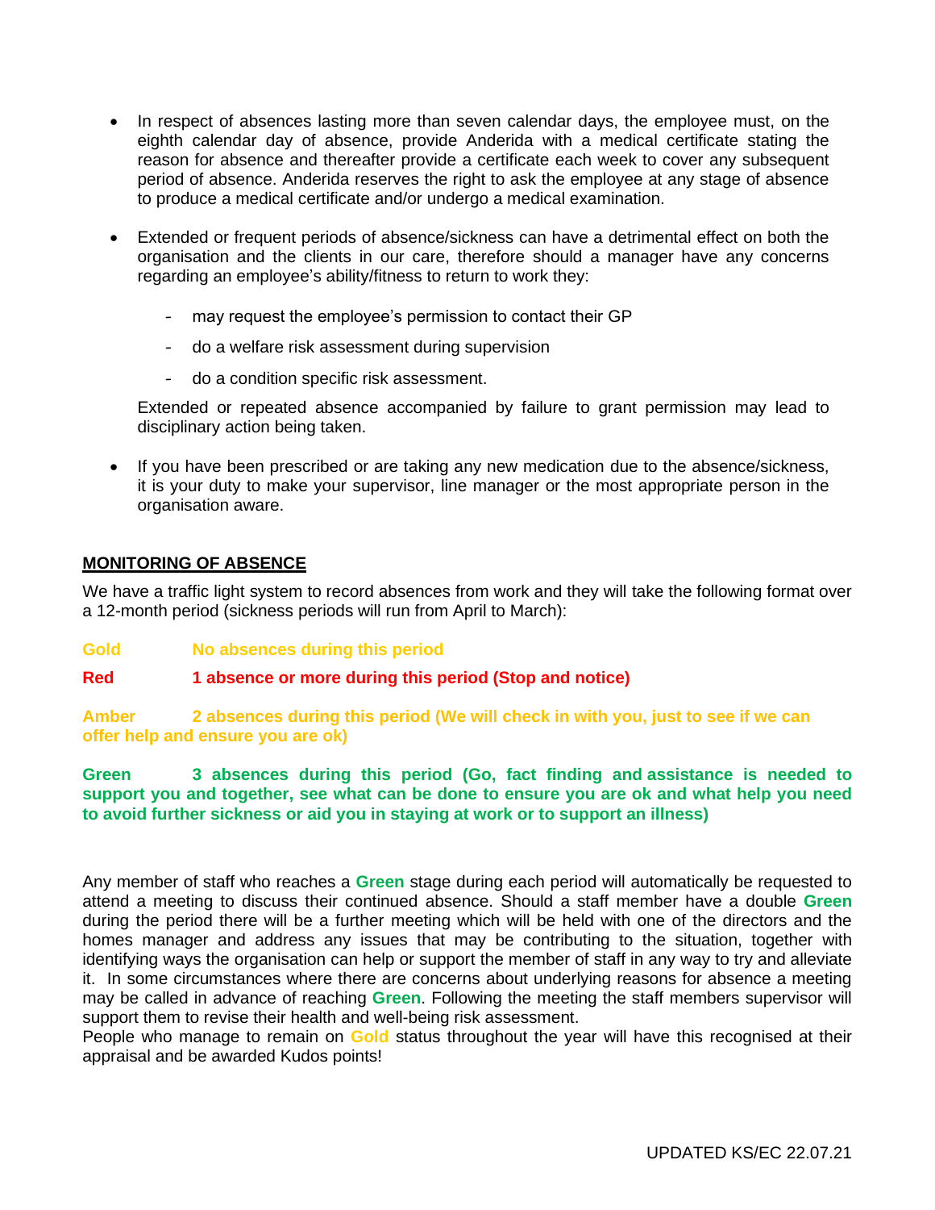- In respect of absences lasting more than seven calendar days, the employee must, on the eighth calendar day of absence, provide Anderida with a medical certificate stating the reason for absence and thereafter provide a certificate each week to cover any subsequent period of absence. Anderida reserves the right to ask the employee at any stage of absence to produce a medical certificate and/or undergo a medical examination.

- Extended or frequent periods of absence/sickness can have a detrimental effect on both the organisation and the clients in our care, therefore should a manager have any concerns regarding an employee's ability/fitness to return to work they:

  - may request the employee's permission to contact their GP
  - do a welfare risk assessment during supervision
  - do a condition specific risk assessment.

  Extended or repeated absence accompanied by failure to grant permission may lead to disciplinary action being taken.

- If you have been prescribed or are taking any new medication due to the absence/sickness, it is your duty to make your supervisor, line manager or the most appropriate person in the organisation aware.

**MONITORING OF ABSENCE**

We have a traffic light system to record absences from work and they will take the following format over a 12-month period (sickness periods will run from April to March):

**Gold** **No absences during this period**

**Red** **1 absence or more during this period (Stop and notice)**

**Amber** **2 absences during this period (We will check in with you, just to see if we can offer help and ensure you are ok)**

**Green** **3 absences during this period (Go, fact finding and assistance is needed to support you and together, see what can be done to ensure you are ok and what help you need to avoid further sickness or aid you in staying at work or to support an illness)**

Any member of staff who reaches a **Green** stage during each period will automatically be requested to attend a meeting to discuss their continued absence. Should a staff member have a double **Green** during the period there will be a further meeting which will be held with one of the directors and the homes manager and address any issues that may be contributing to the situation, together with identifying ways the organisation can help or support the member of staff in any way to try and alleviate it. In some circumstances where there are concerns about underlying reasons for absence a meeting may be called in advance of reaching **Green**. Following the meeting the staff members supervisor will support them to revise their health and well-being risk assessment.

People who manage to remain on **Gold** status throughout the year will have this recognised at their appraisal and be awarded Kudos points!

UPDATED KS/EC 22.07.21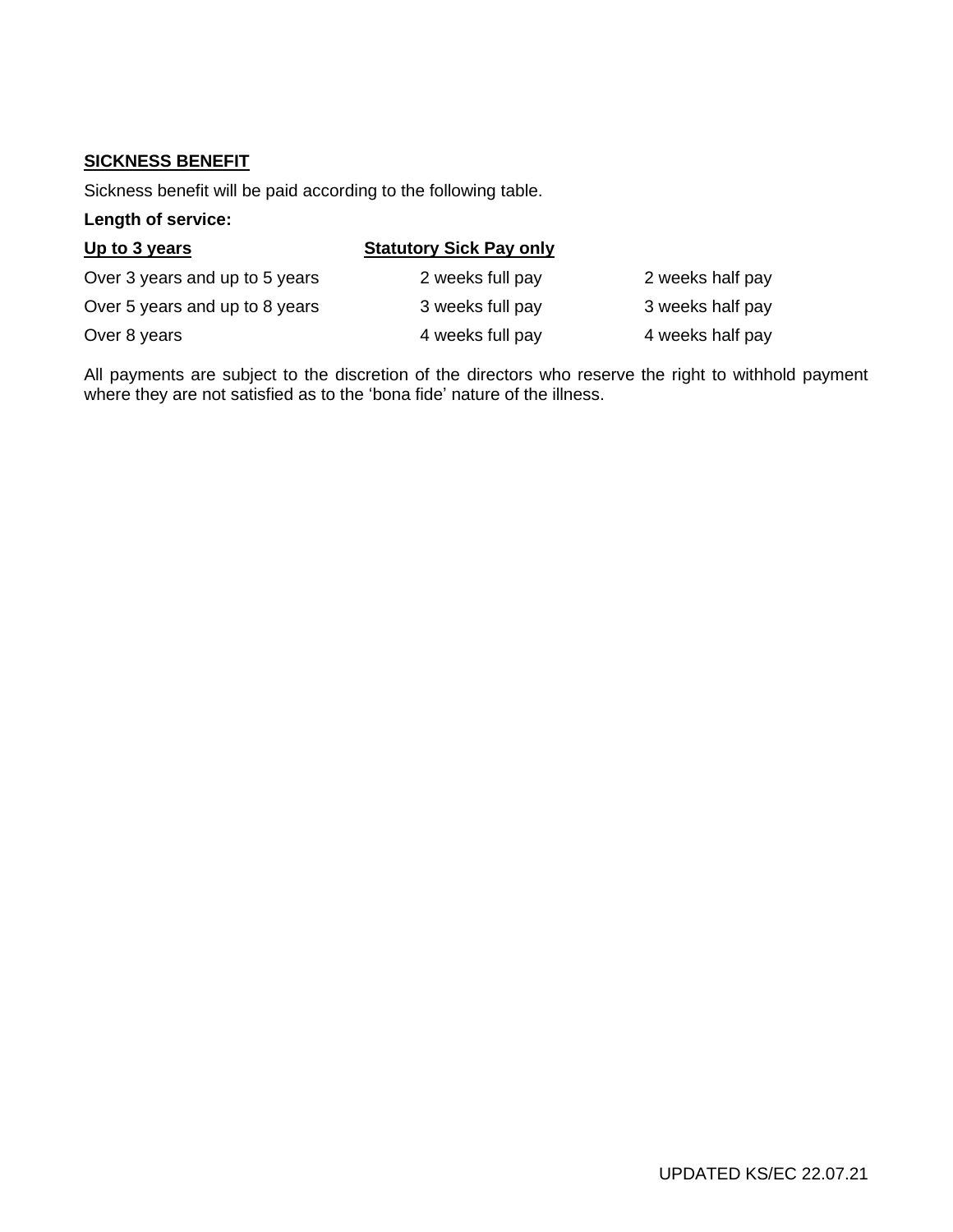**SICKNESS BENEFIT**

Sickness benefit will be paid according to the following table.

**Length of service:**

| **Up to 3 years** | **Statutory Sick Pay only** | |
|---|---|---|
| Over 3 years and up to 5 years | 2 weeks full pay | 2 weeks half pay |
| Over 5 years and up to 8 years | 3 weeks full pay | 3 weeks half pay |
| Over 8 years | 4 weeks full pay | 4 weeks half pay |

All payments are subject to the discretion of the directors who reserve the right to withhold payment where they are not satisfied as to the 'bona fide' nature of the illness.

UPDATED KS/EC 22.07.21